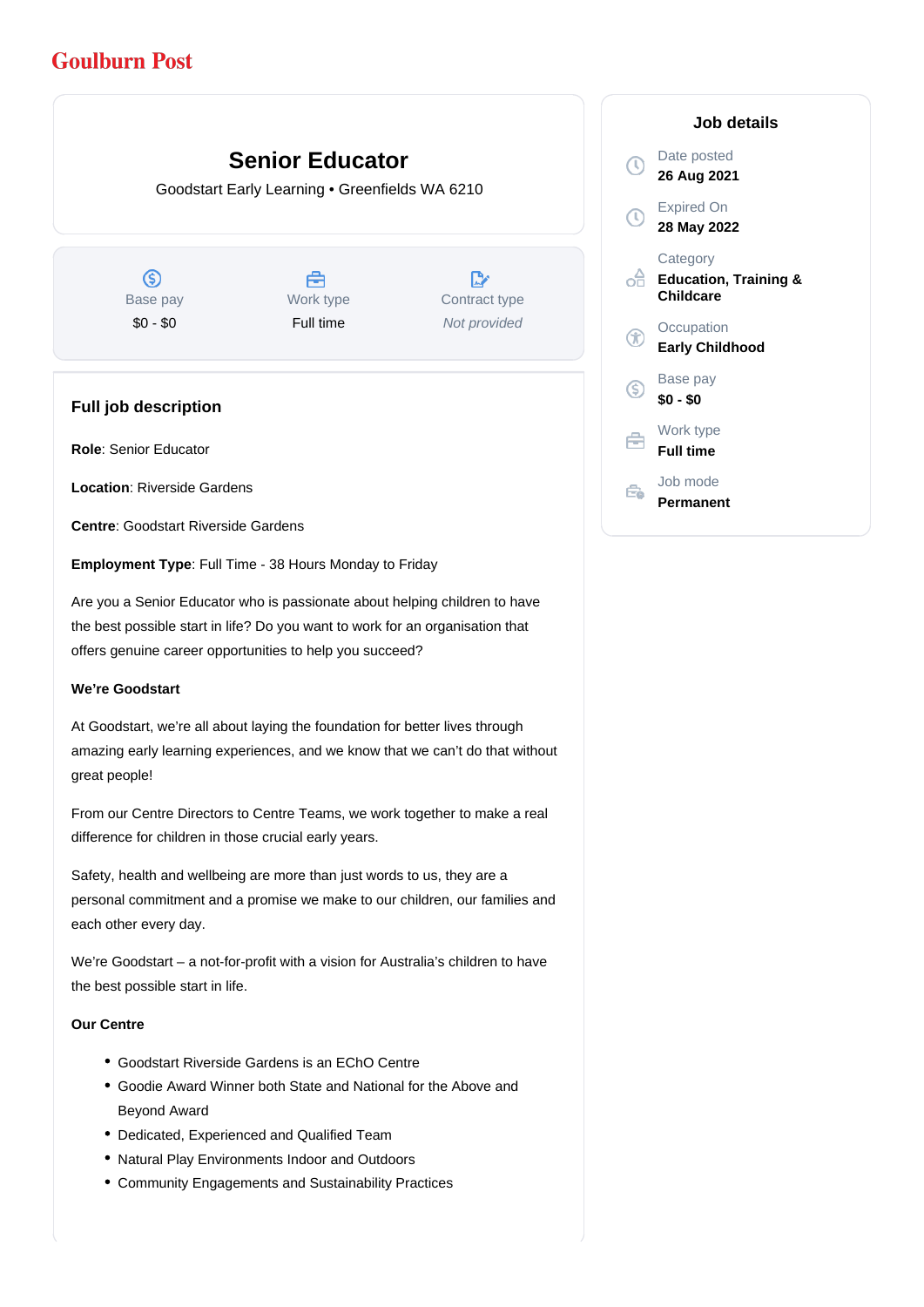Goulburn Post

# Senior Educator

Goodstart Early Learning • Greenfields WA 6210

| Base pay | Work type | Contract type |
| --- | --- | --- |
| $0 - $0 | Full time | *Not provided* |

## Job details

Date posted
**26 Aug 2021**

Expired On
**28 May 2022**

Category
**Education, Training & Childcare**

Occupation
**Early Childhood**

Base pay
**$0 - $0**

Work type
**Full time**

Job mode
**Permanent**

## Full job description

**Role**: Senior Educator

**Location**: Riverside Gardens

**Centre**: Goodstart Riverside Gardens

**Employment Type**: Full Time - 38 Hours Monday to Friday

Are you a Senior Educator who is passionate about helping children to have the best possible start in life? Do you want to work for an organisation that offers genuine career opportunities to help you succeed?

**We're Goodstart**

At Goodstart, we're all about laying the foundation for better lives through amazing early learning experiences, and we know that we can't do that without great people!

From our Centre Directors to Centre Teams, we work together to make a real difference for children in those crucial early years.

Safety, health and wellbeing are more than just words to us, they are a personal commitment and a promise we make to our children, our families and each other every day.

We're Goodstart – a not-for-profit with a vision for Australia's children to have the best possible start in life.

**Our Centre**

- Goodstart Riverside Gardens is an EChO Centre
- Goodie Award Winner both State and National for the Above and Beyond Award
- Dedicated, Experienced and Qualified Team
- Natural Play Environments Indoor and Outdoors
- Community Engagements and Sustainability Practices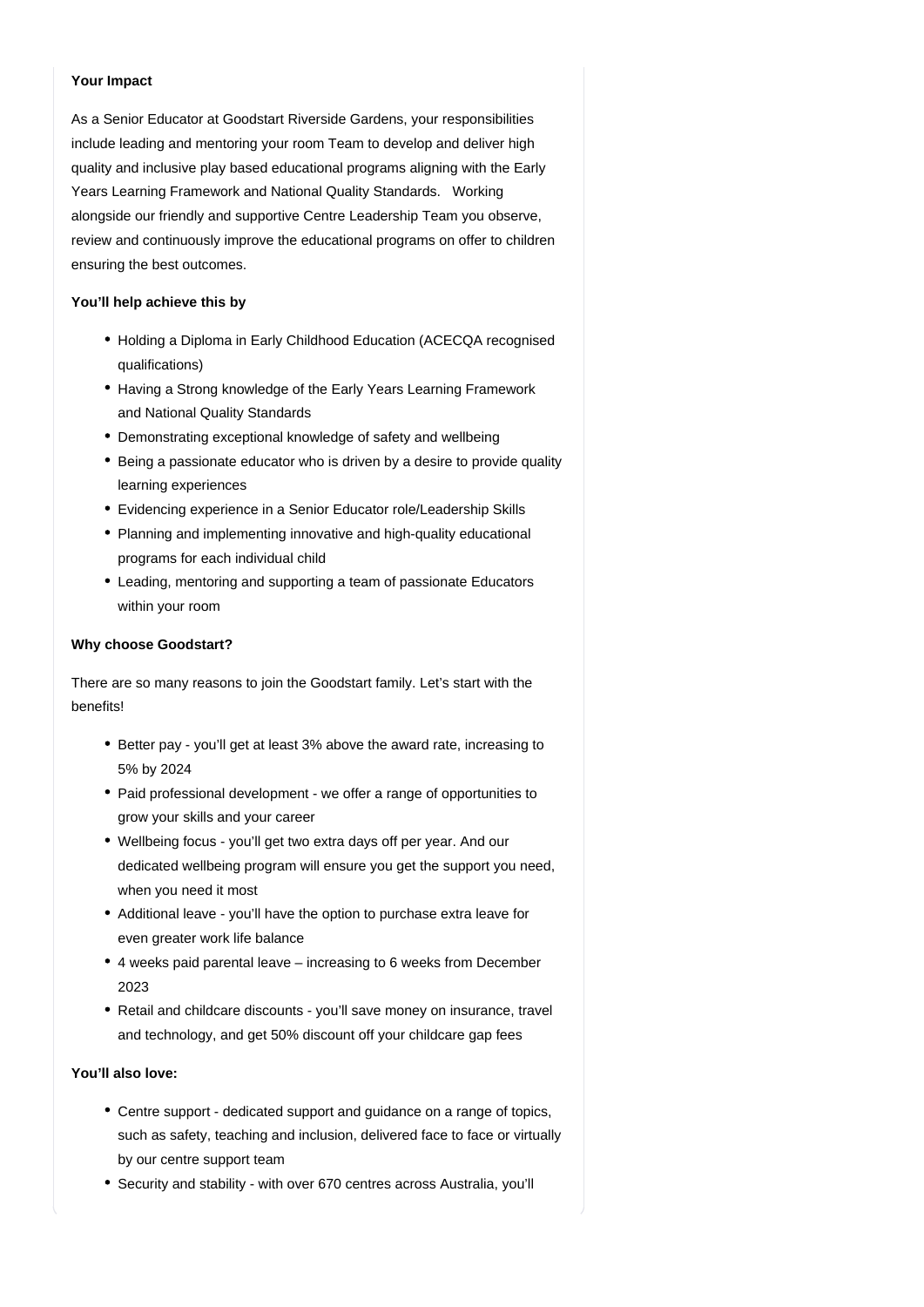**Your Impact**

As a Senior Educator at Goodstart Riverside Gardens, your responsibilities include leading and mentoring your room Team to develop and deliver high quality and inclusive play based educational programs aligning with the Early Years Learning Framework and National Quality Standards. Working alongside our friendly and supportive Centre Leadership Team you observe, review and continuously improve the educational programs on offer to children ensuring the best outcomes.

**You'll help achieve this by**

- Holding a Diploma in Early Childhood Education (ACECQA recognised qualifications)
- Having a Strong knowledge of the Early Years Learning Framework and National Quality Standards
- Demonstrating exceptional knowledge of safety and wellbeing
- Being a passionate educator who is driven by a desire to provide quality learning experiences
- Evidencing experience in a Senior Educator role/Leadership Skills
- Planning and implementing innovative and high-quality educational programs for each individual child
- Leading, mentoring and supporting a team of passionate Educators within your room

**Why choose Goodstart?**

There are so many reasons to join the Goodstart family. Let's start with the benefits!

- Better pay - you'll get at least 3% above the award rate, increasing to 5% by 2024
- Paid professional development - we offer a range of opportunities to grow your skills and your career
- Wellbeing focus - you'll get two extra days off per year. And our dedicated wellbeing program will ensure you get the support you need, when you need it most
- Additional leave - you'll have the option to purchase extra leave for even greater work life balance
- 4 weeks paid parental leave – increasing to 6 weeks from December 2023
- Retail and childcare discounts - you'll save money on insurance, travel and technology, and get 50% discount off your childcare gap fees

**You'll also love:**

- Centre support - dedicated support and guidance on a range of topics, such as safety, teaching and inclusion, delivered face to face or virtually by our centre support team
- Security and stability - with over 670 centres across Australia, you'll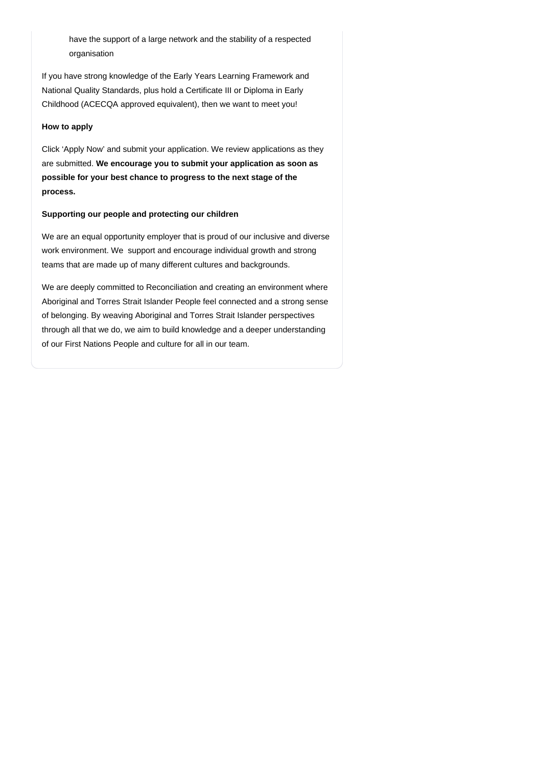have the support of a large network and the stability of a respected organisation

If you have strong knowledge of the Early Years Learning Framework and National Quality Standards, plus hold a Certificate III or Diploma in Early Childhood (ACECQA approved equivalent), then we want to meet you!

**How to apply**

Click ‘Apply Now’ and submit your application. We review applications as they are submitted. **We encourage you to submit your application as soon as possible for your best chance to progress to the next stage of the process.**

**Supporting our people and protecting our children**

We are an equal opportunity employer that is proud of our inclusive and diverse work environment. We support and encourage individual growth and strong teams that are made up of many different cultures and backgrounds.

We are deeply committed to Reconciliation and creating an environment where Aboriginal and Torres Strait Islander People feel connected and a strong sense of belonging. By weaving Aboriginal and Torres Strait Islander perspectives through all that we do, we aim to build knowledge and a deeper understanding of our First Nations People and culture for all in our team.